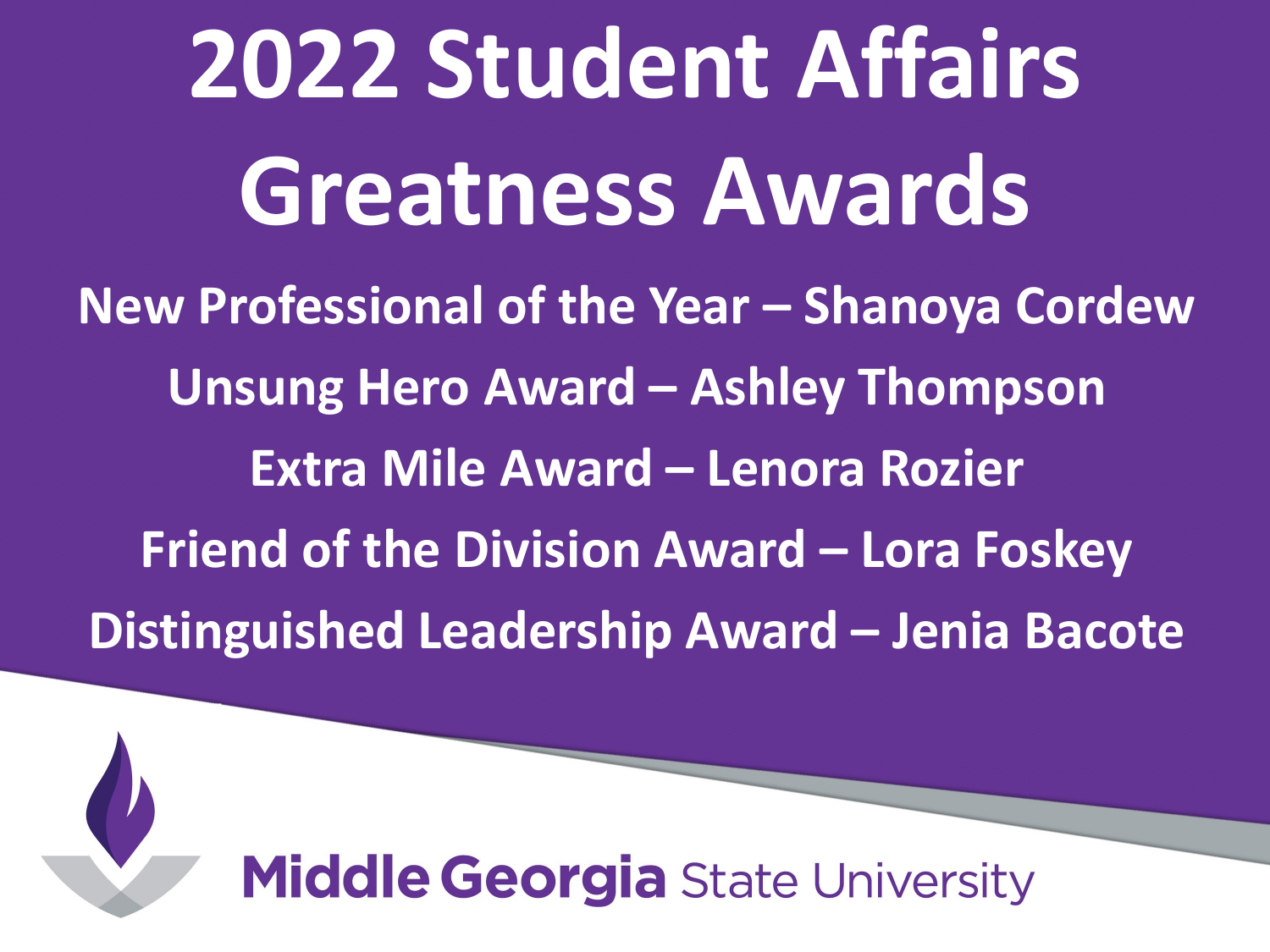# 2022 Student Affairs Greatness Awards

**New Professional of the Year – Shanoya Cordew**

**Unsung Hero Award – Ashley Thompson**

**Extra Mile Award – Lenora Rozier**

**Friend of the Division Award – Lora Foskey**

**Distinguished Leadership Award – Jenia Bacote**

Middle Georgia State University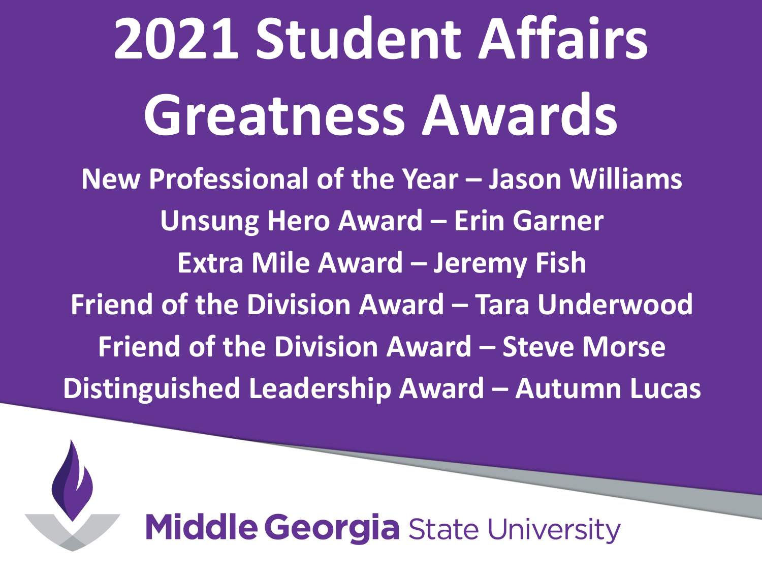# 2021 Student Affairs Greatness Awards

**New Professional of the Year – Jason Williams**

**Unsung Hero Award – Erin Garner**

**Extra Mile Award – Jeremy Fish**

**Friend of the Division Award – Tara Underwood**

**Friend of the Division Award – Steve Morse**

**Distinguished Leadership Award – Autumn Lucas**

**Middle Georgia** State University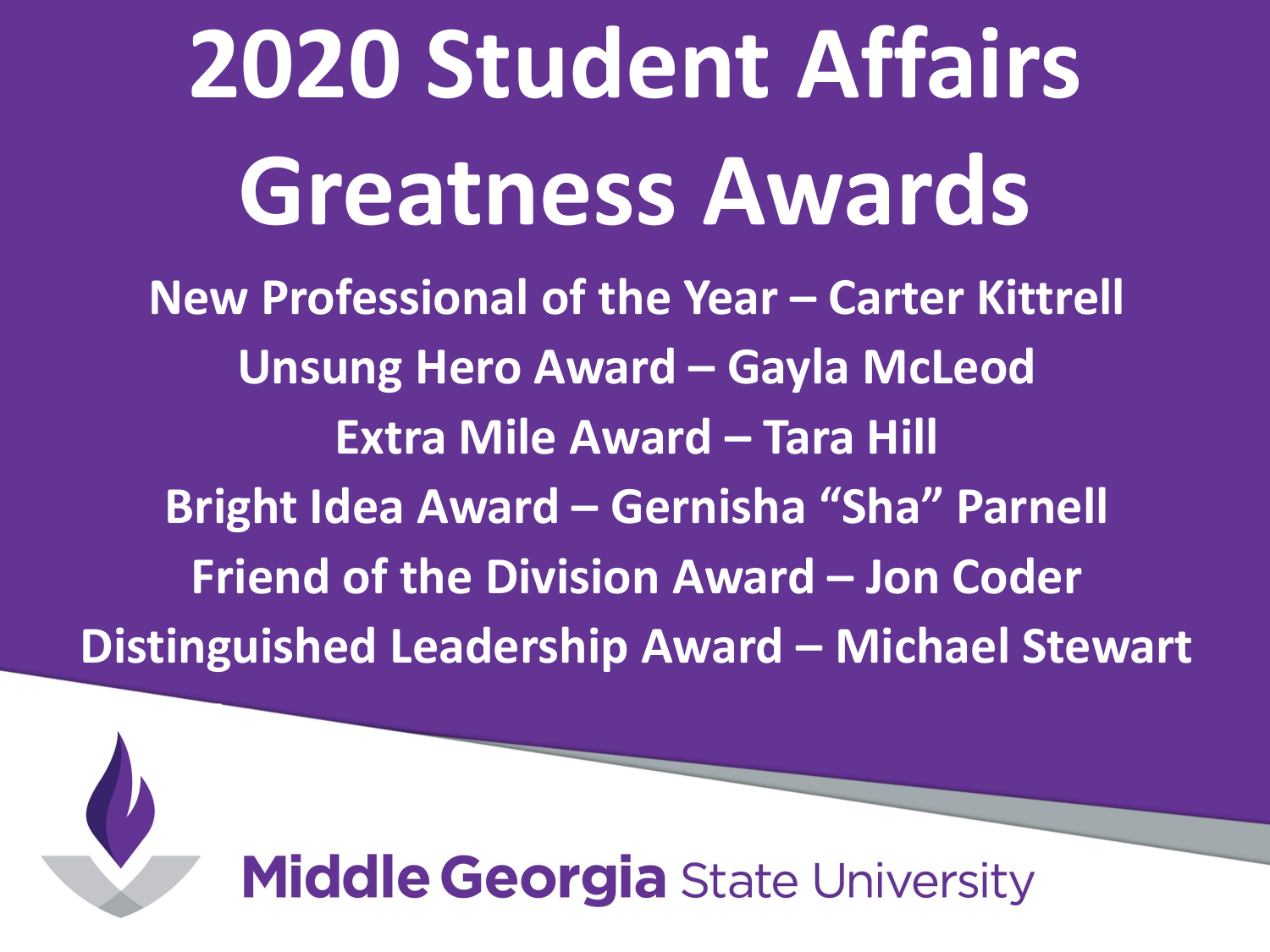# 2020 Student Affairs Greatness Awards

**New Professional of the Year – Carter Kittrell**

**Unsung Hero Award – Gayla McLeod**

**Extra Mile Award – Tara Hill**

**Bright Idea Award – Gernisha "Sha" Parnell**

**Friend of the Division Award – Jon Coder**

**Distinguished Leadership Award – Michael Stewart**

Middle Georgia State University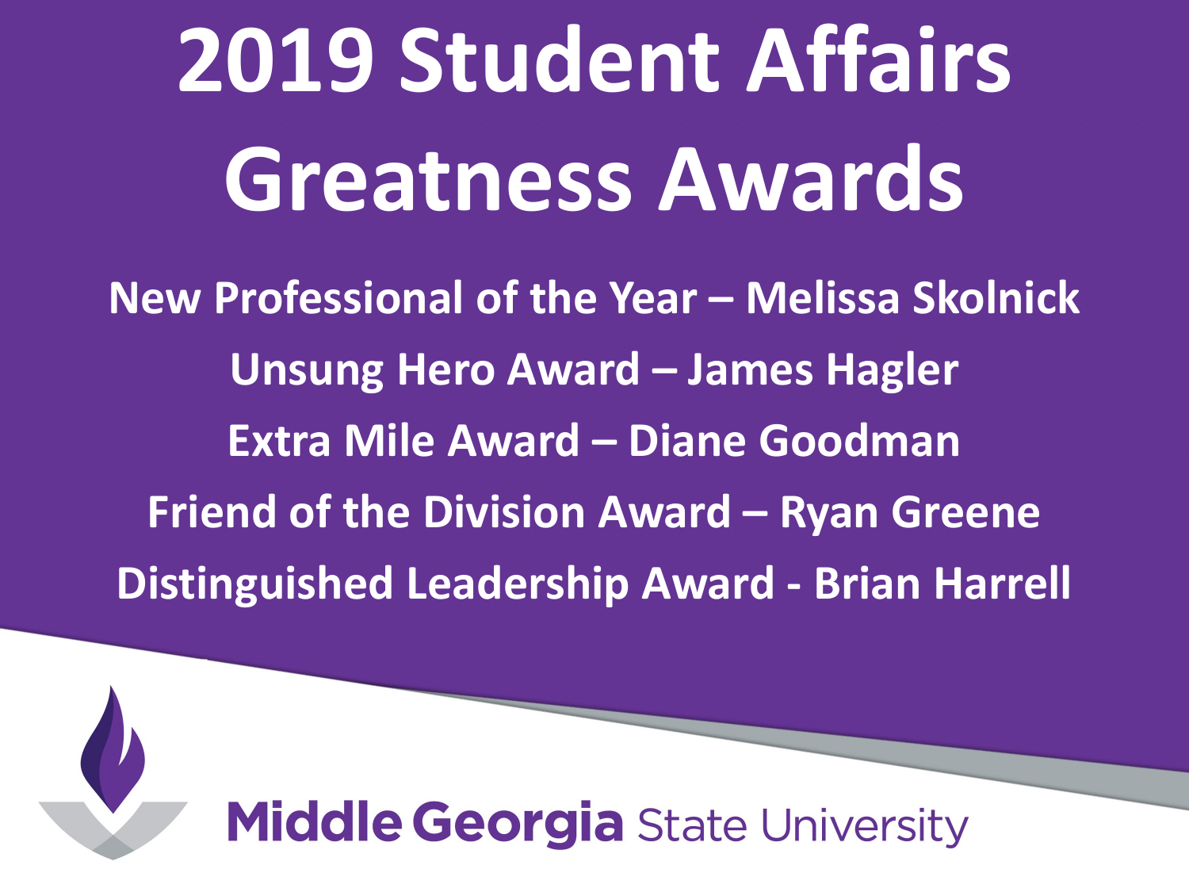# 2019 Student Affairs Greatness Awards

**New Professional of the Year – Melissa Skolnick**

**Unsung Hero Award – James Hagler**

**Extra Mile Award – Diane Goodman**

**Friend of the Division Award – Ryan Greene**

**Distinguished Leadership Award - Brian Harrell**

Middle Georgia State University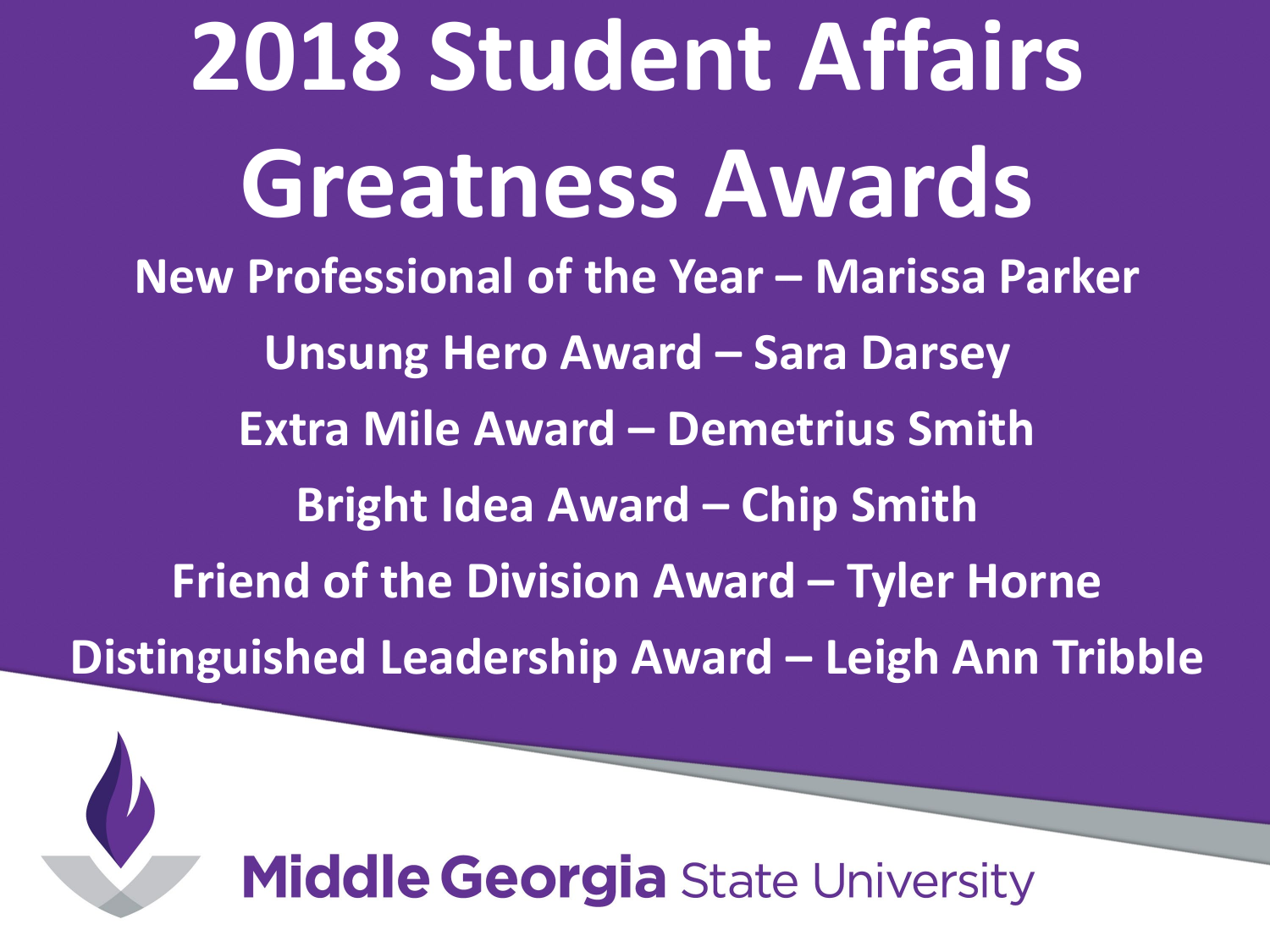# 2018 Student Affairs Greatness Awards

**New Professional of the Year – Marissa Parker**

**Unsung Hero Award – Sara Darsey**

**Extra Mile Award – Demetrius Smith**

**Bright Idea Award – Chip Smith**

**Friend of the Division Award – Tyler Horne**

**Distinguished Leadership Award – Leigh Ann Tribble**

Middle Georgia State University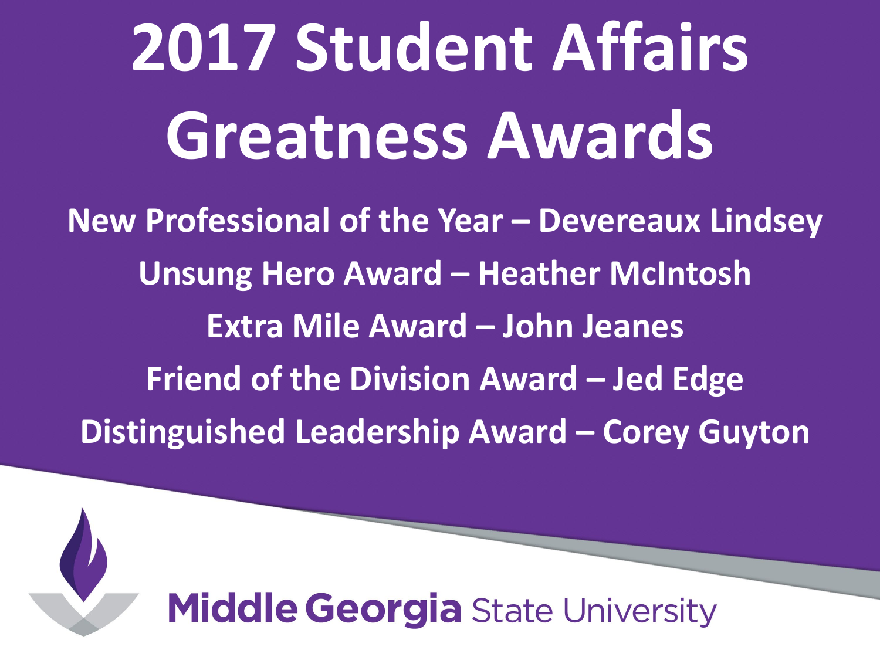# 2017 Student Affairs Greatness Awards

**New Professional of the Year – Devereaux Lindsey**

**Unsung Hero Award – Heather McIntosh**

**Extra Mile Award – John Jeanes**

**Friend of the Division Award – Jed Edge**

**Distinguished Leadership Award – Corey Guyton**

**Middle Georgia** State University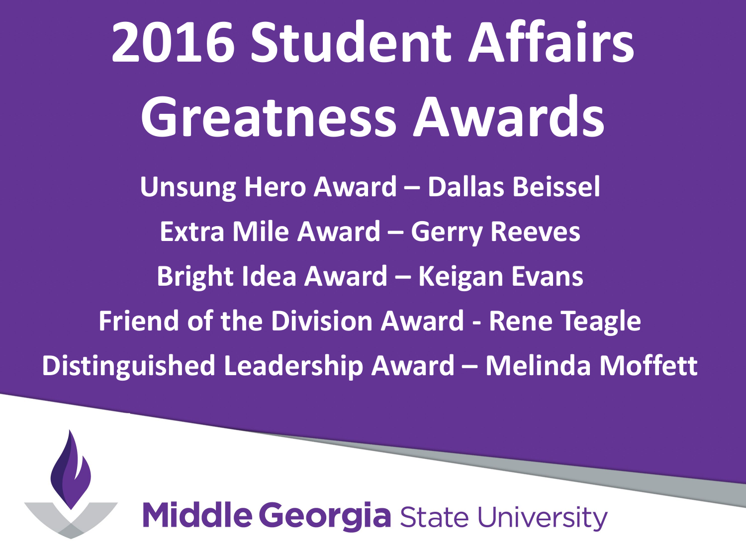# 2016 Student Affairs Greatness Awards

**Unsung Hero Award – Dallas Beissel**

**Extra Mile Award – Gerry Reeves**

**Bright Idea Award – Keigan Evans**

**Friend of the Division Award - Rene Teagle**

**Distinguished Leadership Award – Melinda Moffett**

**Middle Georgia** State University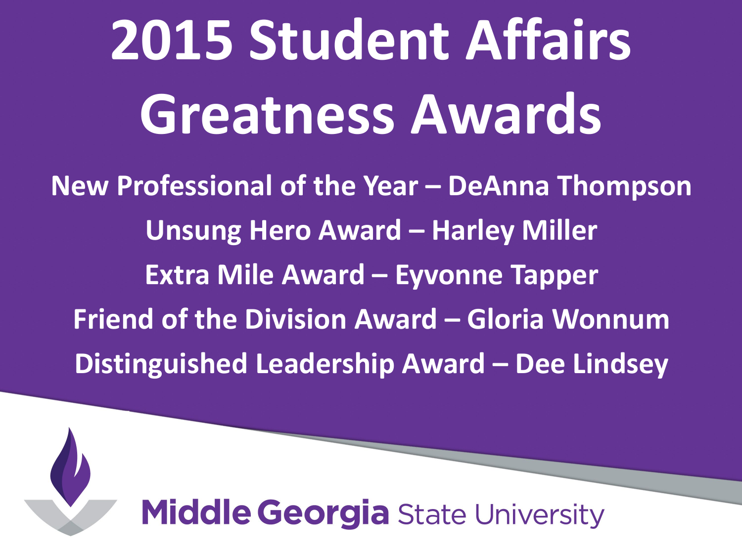# 2015 Student Affairs Greatness Awards

**New Professional of the Year – DeAnna Thompson**

**Unsung Hero Award – Harley Miller**

**Extra Mile Award – Eyvonne Tapper**

**Friend of the Division Award – Gloria Wonnum**

**Distinguished Leadership Award – Dee Lindsey**

Middle Georgia State University